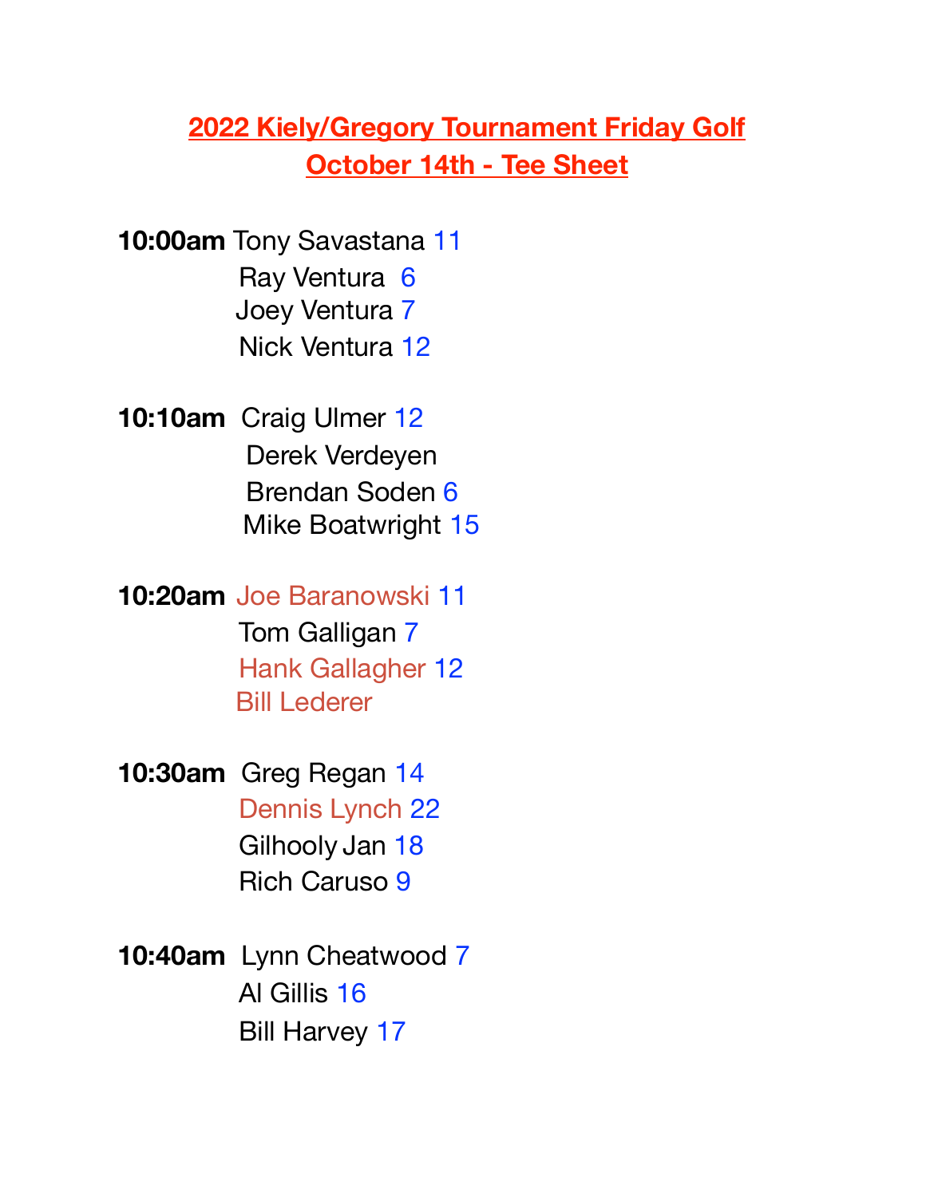# 2022 Kiely/Gregory Tournament Friday Golf
# October 14th - Tee Sheet

**10:00am** Tony Savastana 11
Ray Ventura 6
Joey Ventura 7
Nick Ventura 12

**10:10am** Craig Ulmer 12
Derek Verdeyen
Brendan Soden 6
Mike Boatwright 15

**10:20am** Joe Baranowski 11
Tom Galligan 7
Hank Gallagher 12
Bill Lederer

**10:30am** Greg Regan 14
Dennis Lynch 22
Gilhooly Jan 18
Rich Caruso 9

**10:40am** Lynn Cheatwood 7
Al Gillis 16
Bill Harvey 17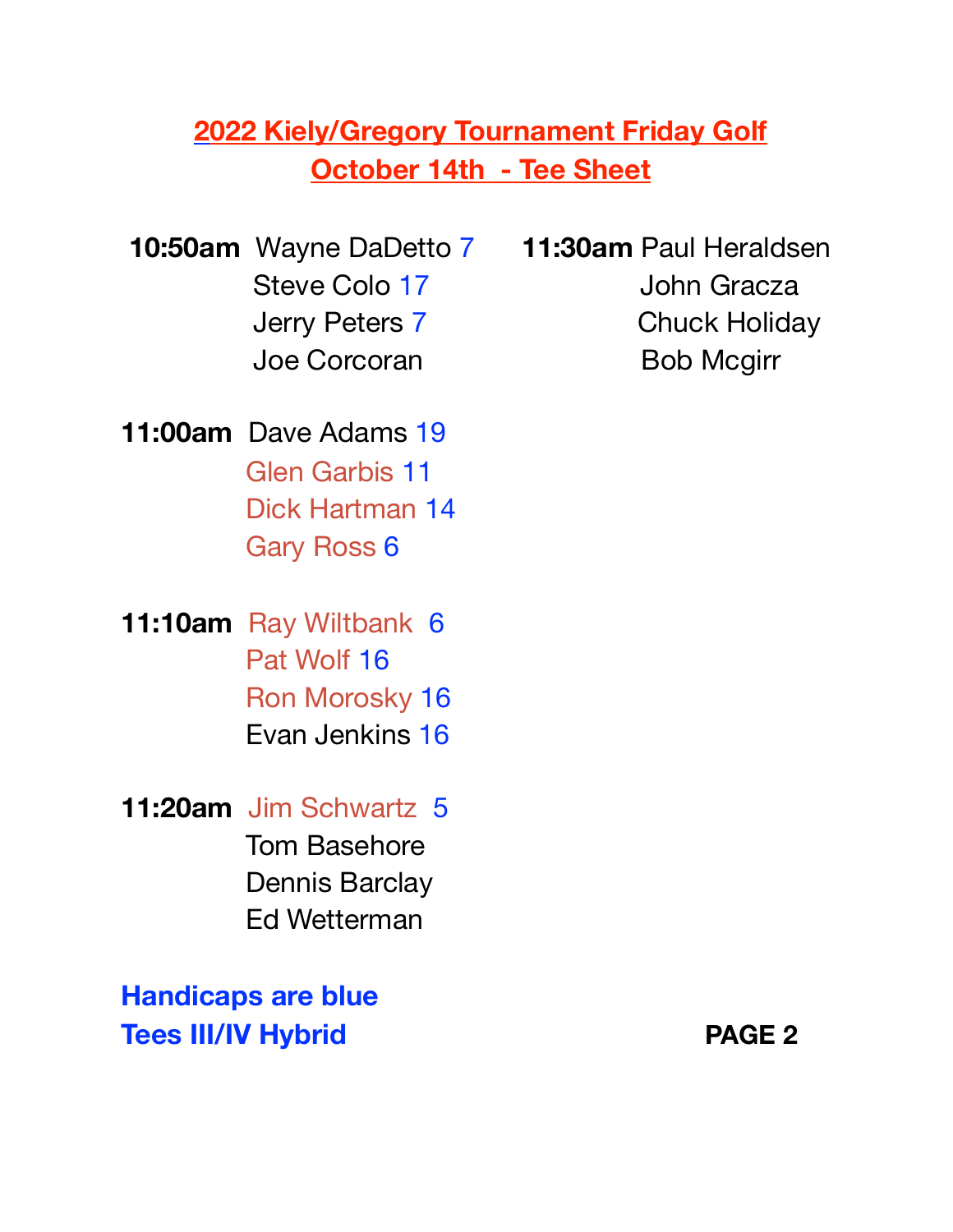## 2022 Kiely/Gregory Tournament Friday Golf
## October 14th - Tee Sheet

**10:50am** Wayne DaDetto 7
Steve Colo 17
Jerry Peters 7
Joe Corcoran

**11:00am** Dave Adams 19
Glen Garbis 11
Dick Hartman 14
Gary Ross 6

**11:10am** Ray Wiltbank 6
Pat Wolf 16
Ron Morosky 16
Evan Jenkins 16

**11:20am** Jim Schwartz 5
Tom Basehore
Dennis Barclay
Ed Wetterman

**11:30am** Paul Heraldsen
John Gracza
Chuck Holiday
Bob Mcgirr

**Handicaps are blue**
**Tees III/IV Hybrid**

**PAGE 2**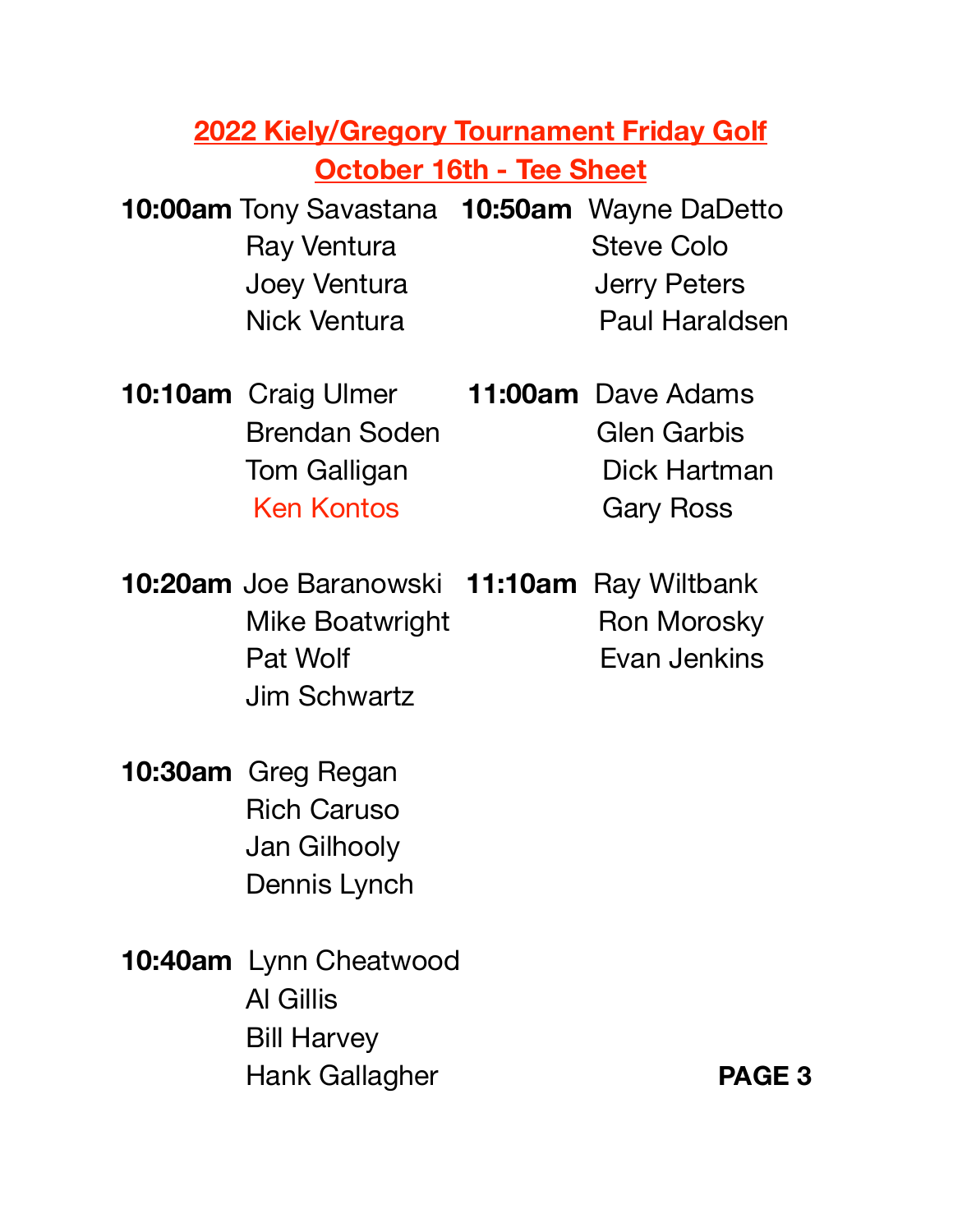## 2022 Kiely/Gregory Tournament Friday Golf
## October 16th - Tee Sheet

**10:00am** Tony Savastana
Ray Ventura
Joey Ventura
Nick Ventura

**10:10am** Craig Ulmer
Brendan Soden
Tom Galligan
Ken Kontos

**10:20am** Joe Baranowski
Mike Boatwright
Pat Wolf
Jim Schwartz

**10:30am** Greg Regan
Rich Caruso
Jan Gilhooly
Dennis Lynch

**10:40am** Lynn Cheatwood
Al Gillis
Bill Harvey
Hank Gallagher

**10:50am** Wayne DaDetto
Steve Colo
Jerry Peters
Paul Haraldsen

**11:00am** Dave Adams
Glen Garbis
Dick Hartman
Gary Ross

**11:10am** Ray Wiltbank
Ron Morosky
Evan Jenkins